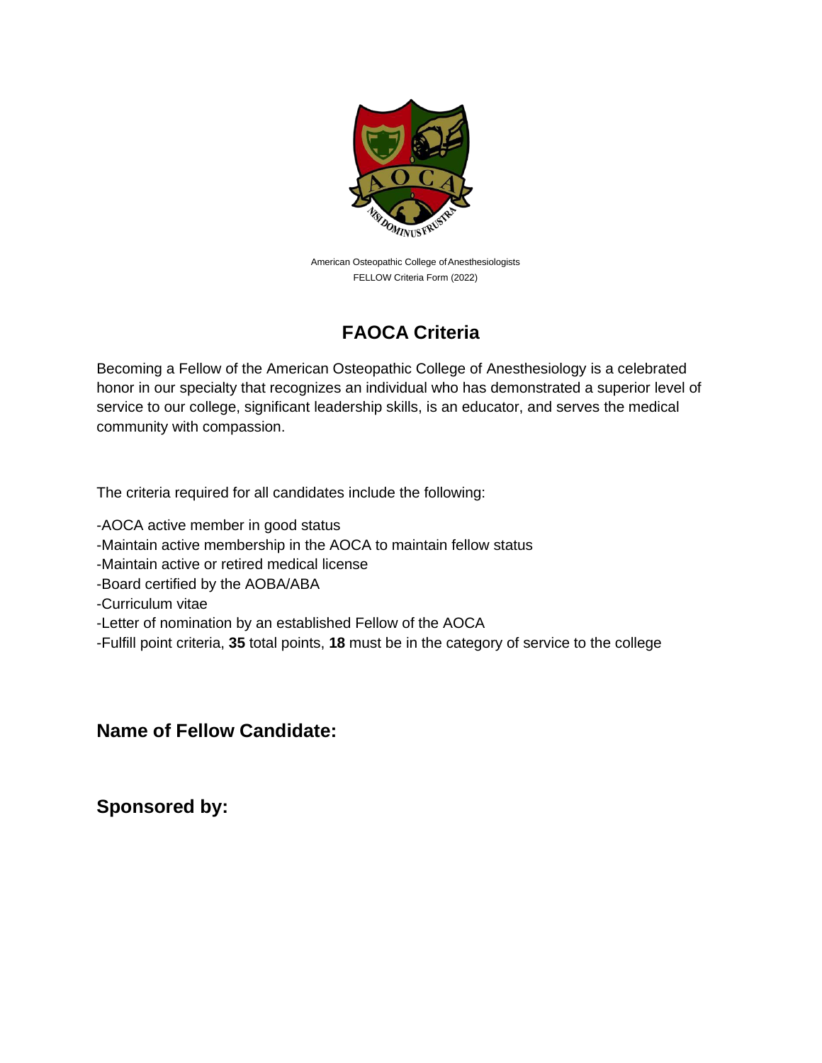American Osteopathic College of Anesthesiologists
FELLOW Criteria Form (2022)

# FAOCA Criteria

Becoming a Fellow of the American Osteopathic College of Anesthesiology is a celebrated honor in our specialty that recognizes an individual who has demonstrated a superior level of service to our college, significant leadership skills, is an educator, and serves the medical community with compassion.

The criteria required for all candidates include the following:

-AOCA active member in good status
-Maintain active membership in the AOCA to maintain fellow status
-Maintain active or retired medical license
-Board certified by the AOBA/ABA
-Curriculum vitae
-Letter of nomination by an established Fellow of the AOCA
-Fulfill point criteria, **35** total points, **18** must be in the category of service to the college

## Name of Fellow Candidate:

## Sponsored by: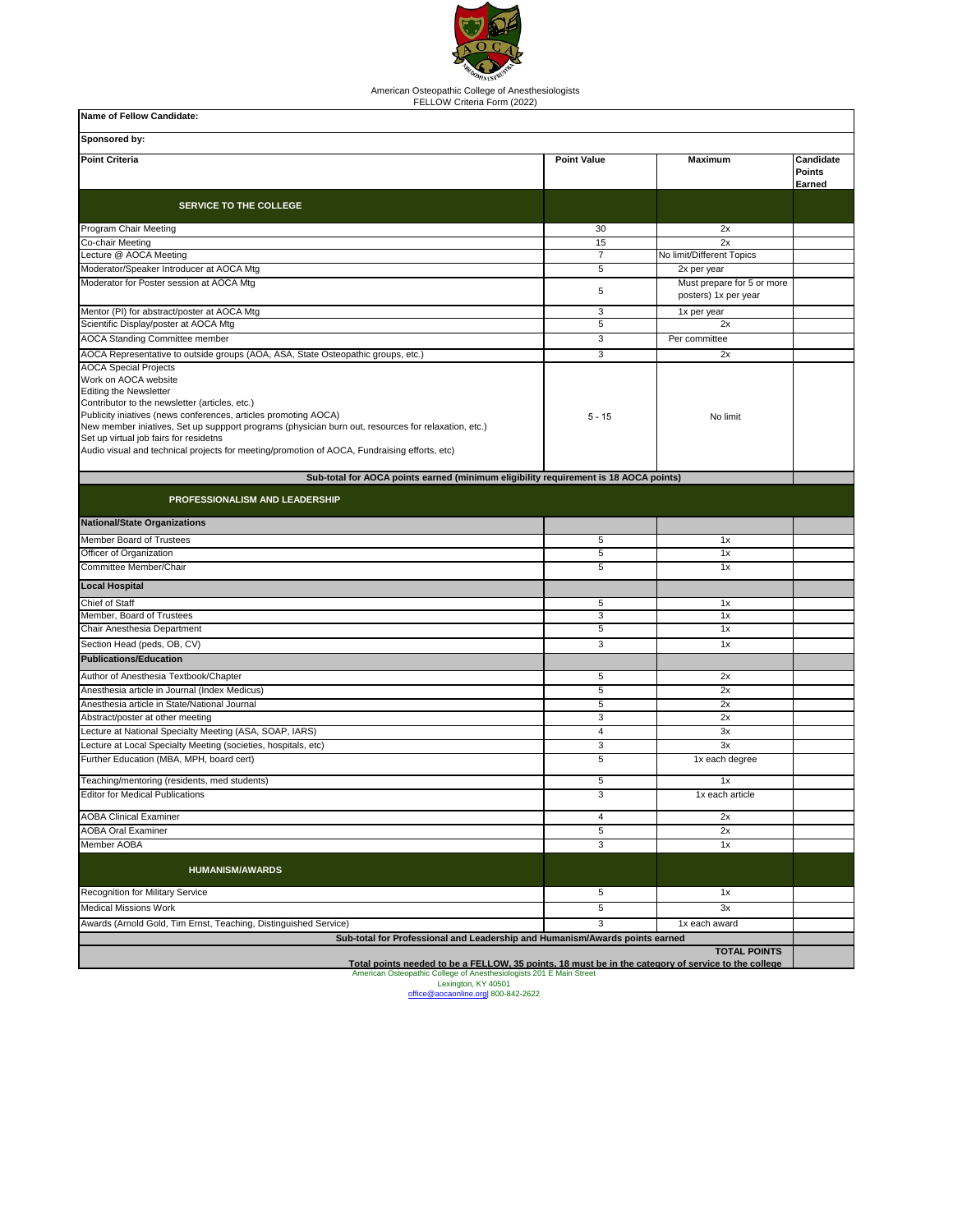American Osteopathic College of Anesthesiologists
FELLOW Criteria Form (2022)

| Name of Fellow Candidate: | | | |
|---|---|---|---|
| **Sponsored by:** | | | |
| **Point Criteria** | **Point Value** | **Maximum** | **Candidate Points Earned** |
| **SERVICE TO THE COLLEGE** | | | |
| Program Chair Meeting | 30 | 2x | |
| Co-chair Meeting | 15 | 2x | |
| Lecture @ AOCA Meeting | 7 | No limit/Different Topics | |
| Moderator/Speaker Introducer at AOCA Mtg | 5 | 2x per year | |
| Moderator for Poster session at AOCA Mtg | 5 | Must prepare for 5 or more posters) 1x per year | |
| Mentor (PI) for abstract/poster at AOCA Mtg | 3 | 1x per year | |
| Scientific Display/poster at AOCA Mtg | 5 | 2x | |
| AOCA Standing Committee member | 3 | Per committee | |
| AOCA Representative to outside groups (AOA, ASA, State Osteopathic groups, etc.) | 3 | 2x | |
| AOCA Special Projects<br>Work on AOCA website<br>Editing the Newsletter<br>Contributor to the newsletter (articles, etc.)<br>Publicity iniatives (news conferences, articles promoting AOCA)<br>New member iniatives, Set up suppport programs (physician burn out, resources for relaxation, etc.)<br>Set up virtual job fairs for residetns<br>Audio visual and technical projects for meeting/promotion of AOCA, Fundraising efforts, etc) | 5 - 15 | No limit | |
| **Sub-total for AOCA points earned (minimum eligibility requirement is 18 AOCA points)** | | | |
| **PROFESSIONALISM AND LEADERSHIP** | | | |
| **National/State Organizations** | | | |
| Member Board of Trustees | 5 | 1x | |
| Officer of Organization | 5 | 1x | |
| Committee Member/Chair | 5 | 1x | |
| **Local Hospital** | | | |
| Chief of Staff | 5 | 1x | |
| Member, Board of Trustees | 3 | 1x | |
| Chair Anesthesia Department | 5 | 1x | |
| Section Head (peds, OB, CV) | 3 | 1x | |
| **Publications/Education** | | | |
| Author of Anesthesia Textbook/Chapter | 5 | 2x | |
| Anesthesia article in Journal (Index Medicus) | 5 | 2x | |
| Anesthesia article in State/National Journal | 5 | 2x | |
| Abstract/poster at other meeting | 3 | 2x | |
| Lecture at National Specialty Meeting (ASA, SOAP, IARS) | 4 | 3x | |
| Lecture at Local Specialty Meeting (societies, hospitals, etc) | 3 | 3x | |
| Further Education (MBA, MPH, board cert) | 5 | 1x each degree | |
| Teaching/mentoring (residents, med students) | 5 | 1x | |
| Editor for Medical Publications | 3 | 1x each article | |
| AOBA Clinical Examiner | 4 | 2x | |
| AOBA Oral Examiner | 5 | 2x | |
| Member AOBA | 3 | 1x | |
| **HUMANISM/AWARDS** | | | |
| Recognition for Military Service | 5 | 1x | |
| Medical Missions Work | 5 | 3x | |
| Awards (Arnold Gold, Tim Ernst, Teaching, Distinguished Service) | 3 | 1x each award | |
| **Sub-total for Professional and Leadership and Humanism/Awards points earned** | | | |
| **TOTAL POINTS**<br>**Total points needed to be a FELLOW, 35 points, 18 must be in the category of service to the college** | | | |

American Osteopathic College of Anesthesiologists 201 E Main Street
Lexington, KY 40501
office@aocaonline.org| 800-842-2622